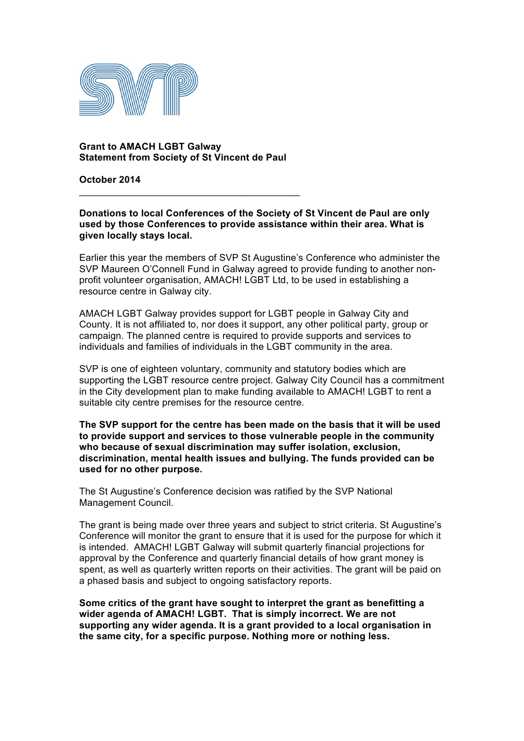**Grant to AMACH LGBT Galway**
**Statement from Society of St Vincent de Paul**

**October 2014**

---

**Donations to local Conferences of the Society of St Vincent de Paul are only used by those Conferences to provide assistance within their area. What is given locally stays local.**

Earlier this year the members of SVP St Augustine's Conference who administer the SVP Maureen O'Connell Fund in Galway agreed to provide funding to another non-profit volunteer organisation, AMACH! LGBT Ltd, to be used in establishing a resource centre in Galway city.

AMACH LGBT Galway provides support for LGBT people in Galway City and County. It is not affiliated to, nor does it support, any other political party, group or campaign. The planned centre is required to provide supports and services to individuals and families of individuals in the LGBT community in the area.

SVP is one of eighteen voluntary, community and statutory bodies which are supporting the LGBT resource centre project. Galway City Council has a commitment in the City development plan to make funding available to AMACH! LGBT to rent a suitable city centre premises for the resource centre.

**The SVP support for the centre has been made on the basis that it will be used to provide support and services to those vulnerable people in the community who because of sexual discrimination may suffer isolation, exclusion, discrimination, mental health issues and bullying. The funds provided can be used for no other purpose.**

The St Augustine's Conference decision was ratified by the SVP National Management Council.

The grant is being made over three years and subject to strict criteria. St Augustine's Conference will monitor the grant to ensure that it is used for the purpose for which it is intended. AMACH! LGBT Galway will submit quarterly financial projections for approval by the Conference and quarterly financial details of how grant money is spent, as well as quarterly written reports on their activities. The grant will be paid on a phased basis and subject to ongoing satisfactory reports.

**Some critics of the grant have sought to interpret the grant as benefitting a wider agenda of AMACH! LGBT. That is simply incorrect. We are not supporting any wider agenda. It is a grant provided to a local organisation in the same city, for a specific purpose. Nothing more or nothing less.**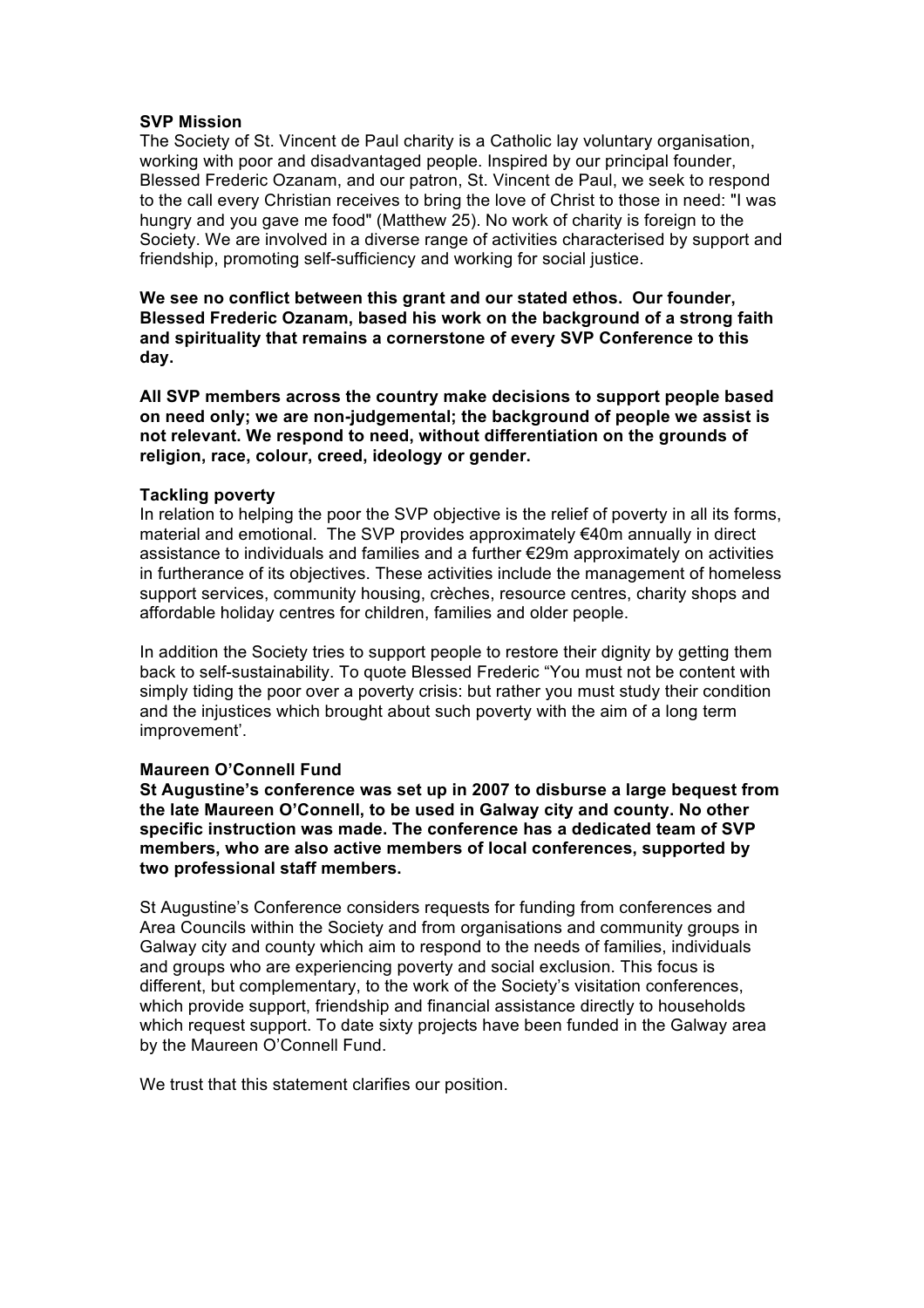**SVP Mission**

The Society of St. Vincent de Paul charity is a Catholic lay voluntary organisation, working with poor and disadvantaged people. Inspired by our principal founder, Blessed Frederic Ozanam, and our patron, St. Vincent de Paul, we seek to respond to the call every Christian receives to bring the love of Christ to those in need: "I was hungry and you gave me food" (Matthew 25). No work of charity is foreign to the Society. We are involved in a diverse range of activities characterised by support and friendship, promoting self-sufficiency and working for social justice.

**We see no conflict between this grant and our stated ethos. Our founder, Blessed Frederic Ozanam, based his work on the background of a strong faith and spirituality that remains a cornerstone of every SVP Conference to this day.**

**All SVP members across the country make decisions to support people based on need only; we are non-judgemental; the background of people we assist is not relevant. We respond to need, without differentiation on the grounds of religion, race, colour, creed, ideology or gender.**

**Tackling poverty**

In relation to helping the poor the SVP objective is the relief of poverty in all its forms, material and emotional. The SVP provides approximately €40m annually in direct assistance to individuals and families and a further €29m approximately on activities in furtherance of its objectives. These activities include the management of homeless support services, community housing, crèches, resource centres, charity shops and affordable holiday centres for children, families and older people.

In addition the Society tries to support people to restore their dignity by getting them back to self-sustainability. To quote Blessed Frederic "You must not be content with simply tiding the poor over a poverty crisis: but rather you must study their condition and the injustices which brought about such poverty with the aim of a long term improvement'.

**Maureen O'Connell Fund**

**St Augustine's conference was set up in 2007 to disburse a large bequest from the late Maureen O'Connell, to be used in Galway city and county. No other specific instruction was made. The conference has a dedicated team of SVP members, who are also active members of local conferences, supported by two professional staff members.**

St Augustine's Conference considers requests for funding from conferences and Area Councils within the Society and from organisations and community groups in Galway city and county which aim to respond to the needs of families, individuals and groups who are experiencing poverty and social exclusion. This focus is different, but complementary, to the work of the Society's visitation conferences, which provide support, friendship and financial assistance directly to households which request support. To date sixty projects have been funded in the Galway area by the Maureen O'Connell Fund.

We trust that this statement clarifies our position.